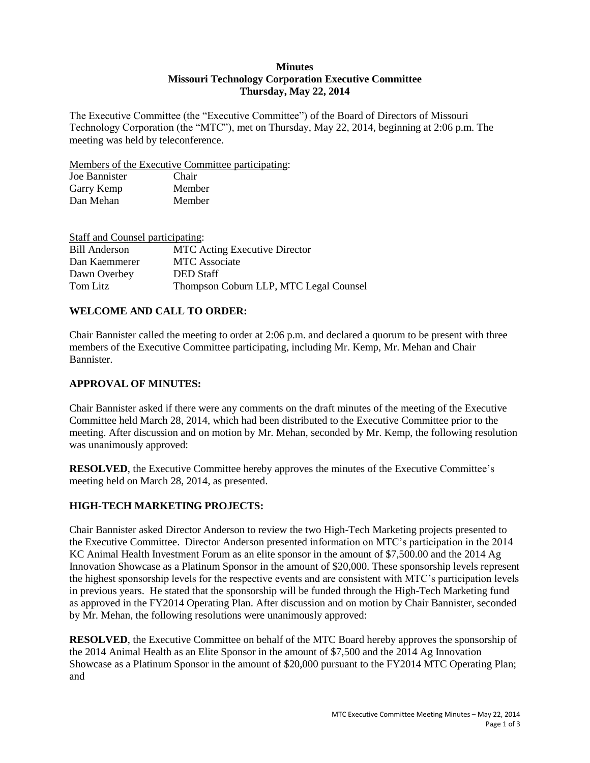# Minutes
## Missouri Technology Corporation Executive Committee
## Thursday, May 22, 2014

The Executive Committee (the "Executive Committee") of the Board of Directors of Missouri Technology Corporation (the "MTC"), met on Thursday, May 22, 2014, beginning at 2:06 p.m. The meeting was held by teleconference.

Members of the Executive Committee participating:

| | |
|---|---|
| Joe Bannister | Chair |
| Garry Kemp | Member |
| Dan Mehan | Member |

Staff and Counsel participating:

| | |
|---|---|
| Bill Anderson | MTC Acting Executive Director |
| Dan Kaemmerer | MTC Associate |
| Dawn Overbey | DED Staff |
| Tom Litz | Thompson Coburn LLP, MTC Legal Counsel |

### WELCOME AND CALL TO ORDER:

Chair Bannister called the meeting to order at 2:06 p.m. and declared a quorum to be present with three members of the Executive Committee participating, including Mr. Kemp, Mr. Mehan and Chair Bannister.

### APPROVAL OF MINUTES:

Chair Bannister asked if there were any comments on the draft minutes of the meeting of the Executive Committee held March 28, 2014, which had been distributed to the Executive Committee prior to the meeting. After discussion and on motion by Mr. Mehan, seconded by Mr. Kemp, the following resolution was unanimously approved:

**RESOLVED**, the Executive Committee hereby approves the minutes of the Executive Committee's meeting held on March 28, 2014, as presented.

### HIGH-TECH MARKETING PROJECTS:

Chair Bannister asked Director Anderson to review the two High-Tech Marketing projects presented to the Executive Committee. Director Anderson presented information on MTC's participation in the 2014 KC Animal Health Investment Forum as an elite sponsor in the amount of $7,500.00 and the 2014 Ag Innovation Showcase as a Platinum Sponsor in the amount of $20,000. These sponsorship levels represent the highest sponsorship levels for the respective events and are consistent with MTC's participation levels in previous years. He stated that the sponsorship will be funded through the High-Tech Marketing fund as approved in the FY2014 Operating Plan. After discussion and on motion by Chair Bannister, seconded by Mr. Mehan, the following resolutions were unanimously approved:

**RESOLVED**, the Executive Committee on behalf of the MTC Board hereby approves the sponsorship of the 2014 Animal Health as an Elite Sponsor in the amount of $7,500 and the 2014 Ag Innovation Showcase as a Platinum Sponsor in the amount of $20,000 pursuant to the FY2014 MTC Operating Plan; and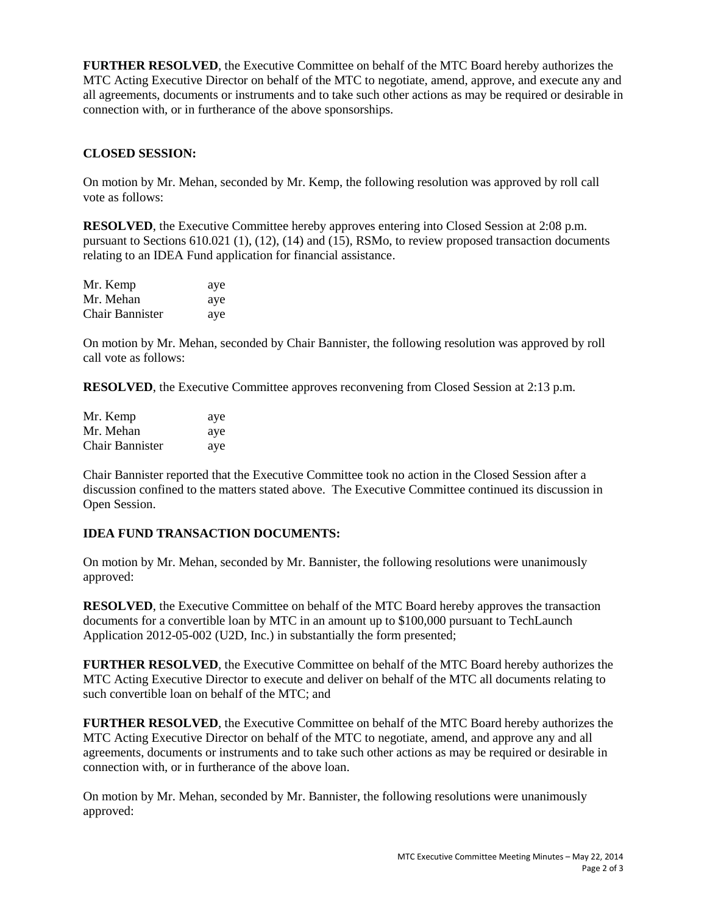**FURTHER RESOLVED**, the Executive Committee on behalf of the MTC Board hereby authorizes the MTC Acting Executive Director on behalf of the MTC to negotiate, amend, approve, and execute any and all agreements, documents or instruments and to take such other actions as may be required or desirable in connection with, or in furtherance of the above sponsorships.

**CLOSED SESSION:**

On motion by Mr. Mehan, seconded by Mr. Kemp, the following resolution was approved by roll call vote as follows:

**RESOLVED**, the Executive Committee hereby approves entering into Closed Session at 2:08 p.m. pursuant to Sections 610.021 (1), (12), (14) and (15), RSMo, to review proposed transaction documents relating to an IDEA Fund application for financial assistance.

| | |
|---|---|
| Mr. Kemp | aye |
| Mr. Mehan | aye |
| Chair Bannister | aye |

On motion by Mr. Mehan, seconded by Chair Bannister, the following resolution was approved by roll call vote as follows:

**RESOLVED**, the Executive Committee approves reconvening from Closed Session at 2:13 p.m.

| | |
|---|---|
| Mr. Kemp | aye |
| Mr. Mehan | aye |
| Chair Bannister | aye |

Chair Bannister reported that the Executive Committee took no action in the Closed Session after a discussion confined to the matters stated above. The Executive Committee continued its discussion in Open Session.

**IDEA FUND TRANSACTION DOCUMENTS:**

On motion by Mr. Mehan, seconded by Mr. Bannister, the following resolutions were unanimously approved:

**RESOLVED**, the Executive Committee on behalf of the MTC Board hereby approves the transaction documents for a convertible loan by MTC in an amount up to $100,000 pursuant to TechLaunch Application 2012-05-002 (U2D, Inc.) in substantially the form presented;

**FURTHER RESOLVED**, the Executive Committee on behalf of the MTC Board hereby authorizes the MTC Acting Executive Director to execute and deliver on behalf of the MTC all documents relating to such convertible loan on behalf of the MTC; and

**FURTHER RESOLVED**, the Executive Committee on behalf of the MTC Board hereby authorizes the MTC Acting Executive Director on behalf of the MTC to negotiate, amend, and approve any and all agreements, documents or instruments and to take such other actions as may be required or desirable in connection with, or in furtherance of the above loan.

On motion by Mr. Mehan, seconded by Mr. Bannister, the following resolutions were unanimously approved: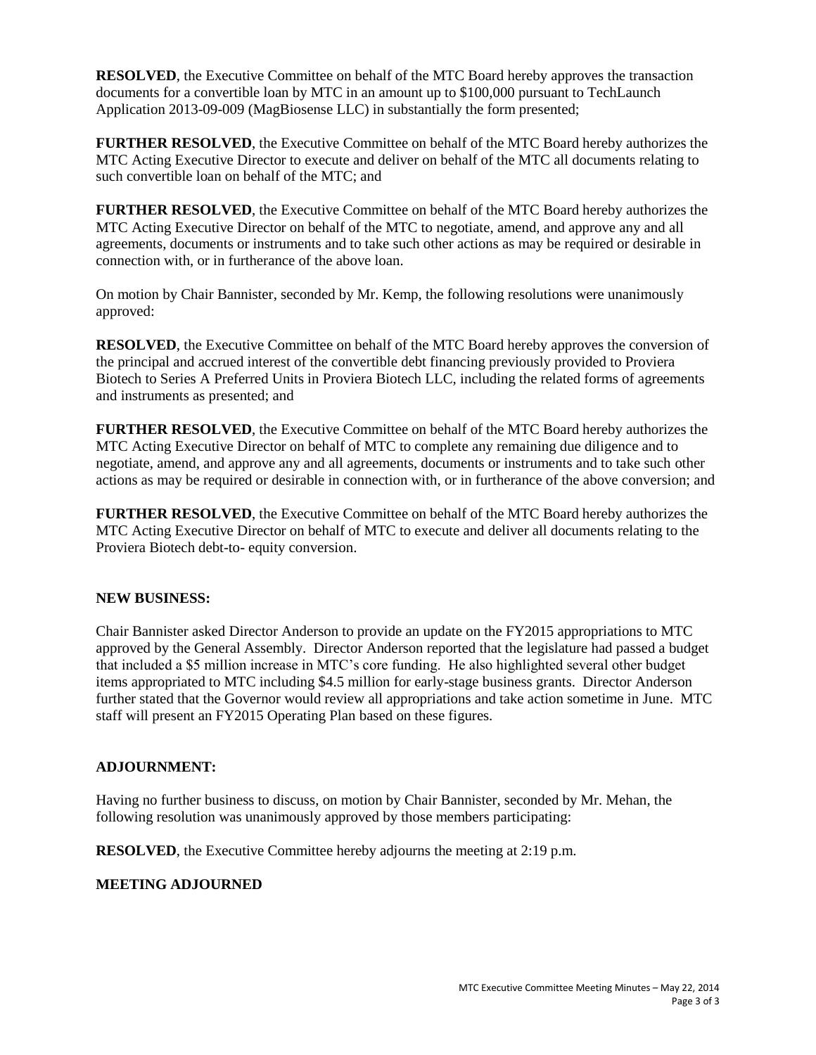**RESOLVED**, the Executive Committee on behalf of the MTC Board hereby approves the transaction documents for a convertible loan by MTC in an amount up to $100,000 pursuant to TechLaunch Application 2013-09-009 (MagBiosense LLC) in substantially the form presented;

**FURTHER RESOLVED**, the Executive Committee on behalf of the MTC Board hereby authorizes the MTC Acting Executive Director to execute and deliver on behalf of the MTC all documents relating to such convertible loan on behalf of the MTC; and

**FURTHER RESOLVED**, the Executive Committee on behalf of the MTC Board hereby authorizes the MTC Acting Executive Director on behalf of the MTC to negotiate, amend, and approve any and all agreements, documents or instruments and to take such other actions as may be required or desirable in connection with, or in furtherance of the above loan.

On motion by Chair Bannister, seconded by Mr. Kemp, the following resolutions were unanimously approved:

**RESOLVED**, the Executive Committee on behalf of the MTC Board hereby approves the conversion of the principal and accrued interest of the convertible debt financing previously provided to Proviera Biotech to Series A Preferred Units in Proviera Biotech LLC, including the related forms of agreements and instruments as presented; and

**FURTHER RESOLVED**, the Executive Committee on behalf of the MTC Board hereby authorizes the MTC Acting Executive Director on behalf of MTC to complete any remaining due diligence and to negotiate, amend, and approve any and all agreements, documents or instruments and to take such other actions as may be required or desirable in connection with, or in furtherance of the above conversion; and

**FURTHER RESOLVED**, the Executive Committee on behalf of the MTC Board hereby authorizes the MTC Acting Executive Director on behalf of MTC to execute and deliver all documents relating to the Proviera Biotech debt-to- equity conversion.

**NEW BUSINESS:**

Chair Bannister asked Director Anderson to provide an update on the FY2015 appropriations to MTC approved by the General Assembly. Director Anderson reported that the legislature had passed a budget that included a $5 million increase in MTC's core funding. He also highlighted several other budget items appropriated to MTC including $4.5 million for early-stage business grants. Director Anderson further stated that the Governor would review all appropriations and take action sometime in June. MTC staff will present an FY2015 Operating Plan based on these figures.

**ADJOURNMENT:**

Having no further business to discuss, on motion by Chair Bannister, seconded by Mr. Mehan, the following resolution was unanimously approved by those members participating:

**RESOLVED**, the Executive Committee hereby adjourns the meeting at 2:19 p.m.

**MEETING ADJOURNED**